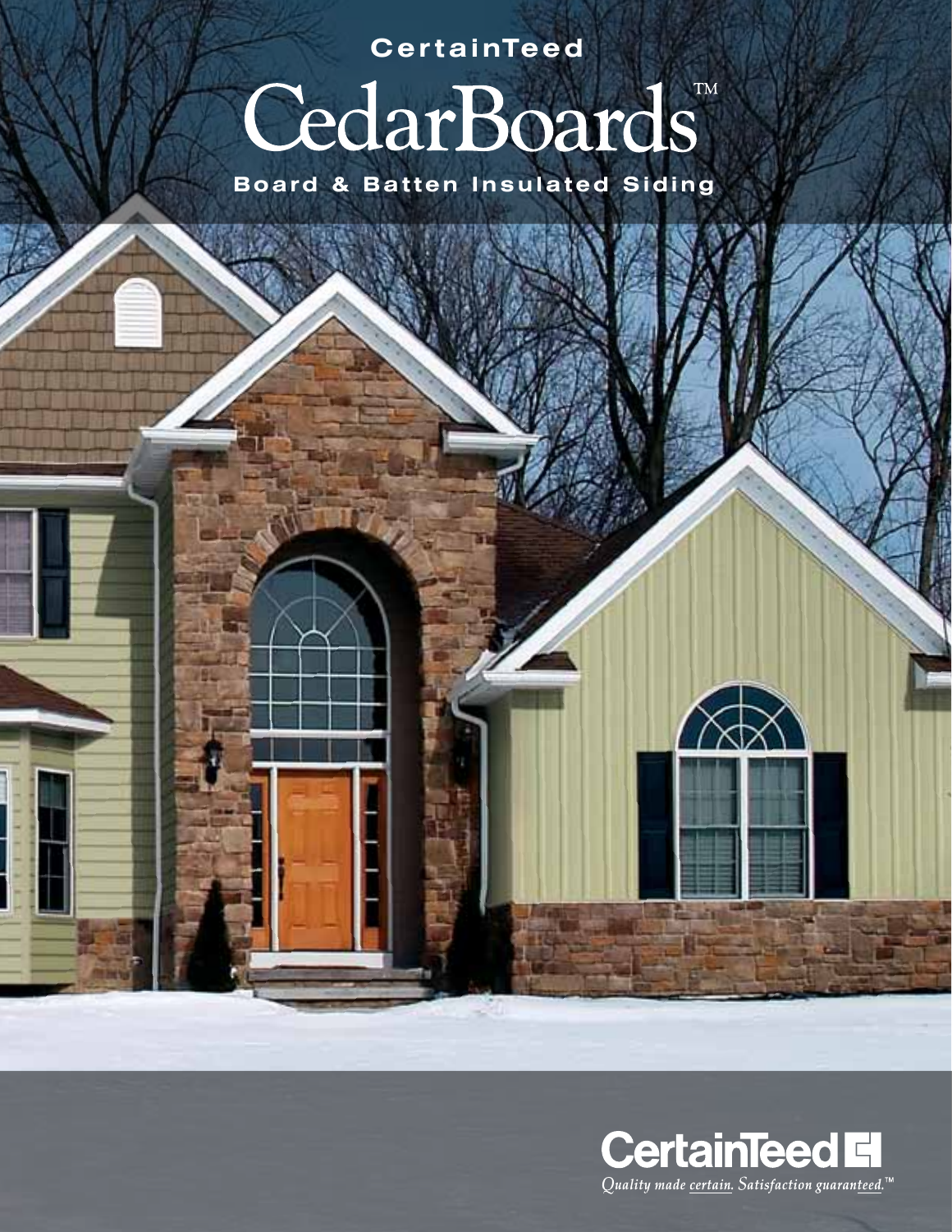CertainTeed

# CedarBoards™

## Board & Batten Insulated Siding

CertainTeed

*Quality made certain. Satisfaction guaranteed.™*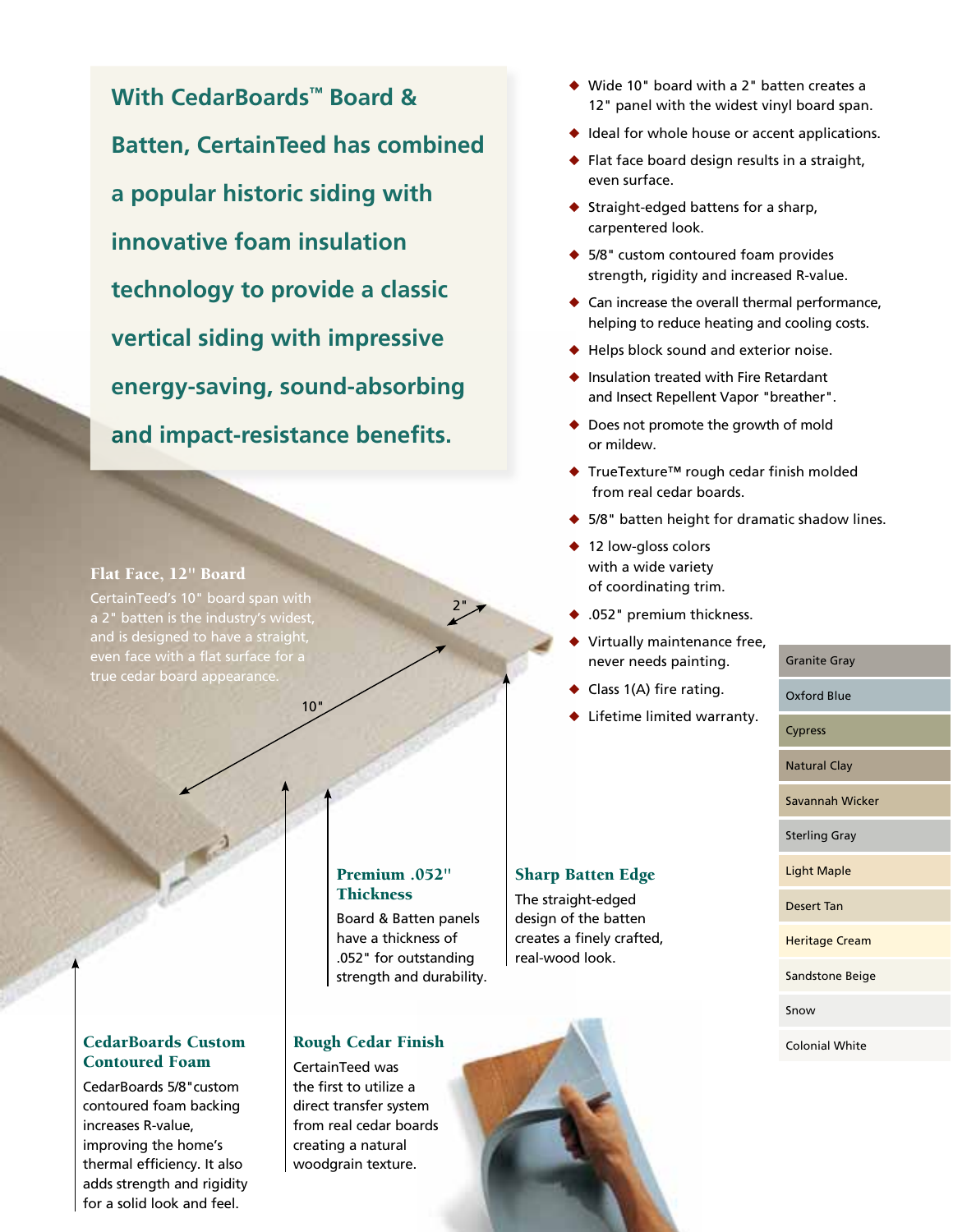## With CedarBoards™ Board & Batten, CertainTeed has combined a popular historic siding with innovative foam insulation technology to provide a classic vertical siding with impressive energy-saving, sound-absorbing and impact-resistance benefits.

- Wide 10" board with a 2" batten creates a 12" panel with the widest vinyl board span.
- Ideal for whole house or accent applications.
- Flat face board design results in a straight, even surface.
- Straight-edged battens for a sharp, carpentered look.
- 5/8" custom contoured foam provides strength, rigidity and increased R-value.
- Can increase the overall thermal performance, helping to reduce heating and cooling costs.
- Helps block sound and exterior noise.
- Insulation treated with Fire Retardant and Insect Repellent Vapor "breather".
- Does not promote the growth of mold or mildew.
- TrueTexture™ rough cedar finish molded from real cedar boards.
- 5/8" batten height for dramatic shadow lines.
- 12 low-gloss colors with a wide variety of coordinating trim.
- .052" premium thickness.
- Virtually maintenance free, never needs painting.
- Class 1(A) fire rating.
- Lifetime limited warranty.

Granite Gray
Oxford Blue
Cypress
Natural Clay
Savannah Wicker
Sterling Gray
Light Maple
Desert Tan
Heritage Cream
Sandstone Beige
Snow
Colonial White

### Flat Face, 12" Board

CertainTeed's 10" board span with a 2" batten is the industry's widest, and is designed to have a straight, even face with a flat surface for a true cedar board appearance.

2"

10"

### Premium .052" Thickness

Board & Batten panels have a thickness of .052" for outstanding strength and durability.

### Sharp Batten Edge

The straight-edged design of the batten creates a finely crafted, real-wood look.

### CedarBoards Custom Contoured Foam

CedarBoards 5/8"custom contoured foam backing increases R-value, improving the home's thermal efficiency. It also adds strength and rigidity for a solid look and feel.

### Rough Cedar Finish

CertainTeed was the first to utilize a direct transfer system from real cedar boards creating a natural woodgrain texture.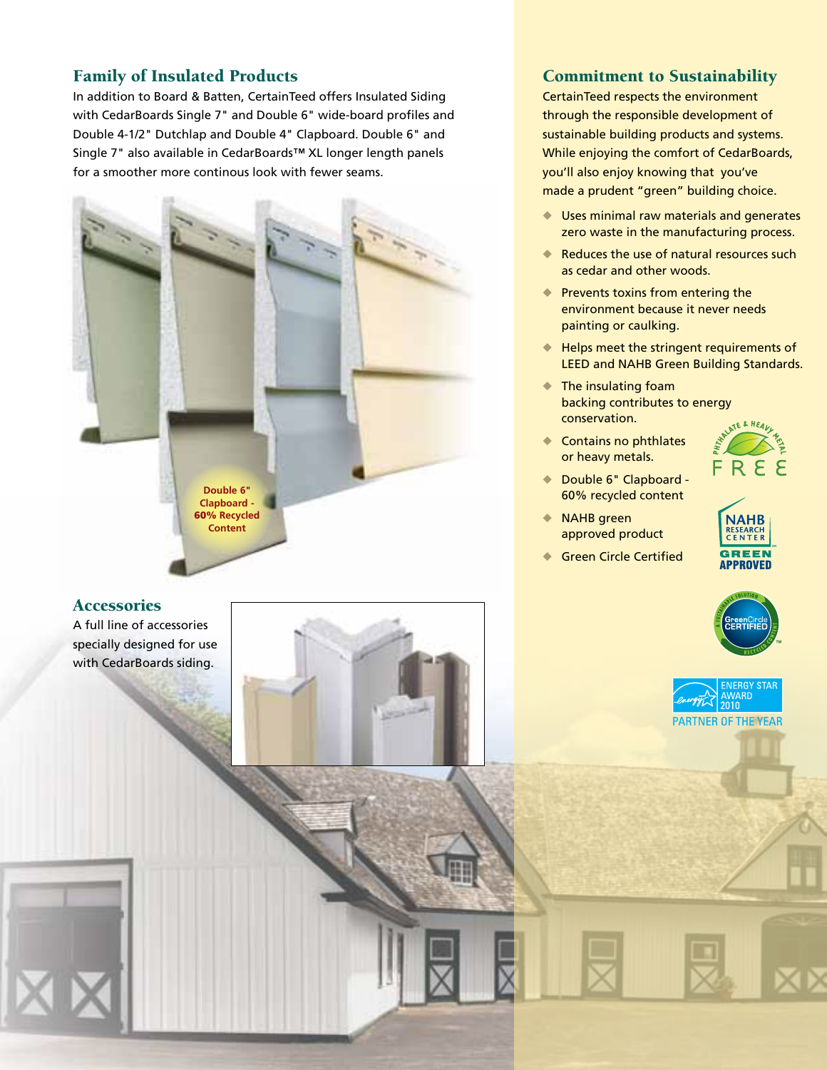## Family of Insulated Products

In addition to Board & Batten, CertainTeed offers Insulated Siding with CedarBoards Single 7" and Double 6" wide-board profiles and Double 4-1/2" Dutchlap and Double 4" Clapboard. Double 6" and Single 7" also available in CedarBoards™ XL longer length panels for a smoother more continous look with fewer seams.

**Double 6" Clapboard - 60% Recycled Content**

## Accessories

A full line of accessories specially designed for use with CedarBoards siding.

## Commitment to Sustainability

CertainTeed respects the environment through the responsible development of sustainable building products and systems. While enjoying the comfort of CedarBoards, you'll also enjoy knowing that you've made a prudent "green" building choice.

- Uses minimal raw materials and generates zero waste in the manufacturing process.
- Reduces the use of natural resources such as cedar and other woods.
- Prevents toxins from entering the environment because it never needs painting or caulking.
- Helps meet the stringent requirements of LEED and NAHB Green Building Standards.
- The insulating foam backing contributes to energy conservation.
- Contains no phthlates or heavy metals.
- Double 6" Clapboard - 60% recycled content
- NAHB green approved product
- Green Circle Certified

PHTHALATE & HEAVY METAL FREE

NAHB RESEARCH CENTER GREEN APPROVED

A SUSTAINABLE SOLUTION GreenCircle CERTIFIED RECYCLED CONTENT

ENERGY STAR AWARD 2010 PARTNER OF THE YEAR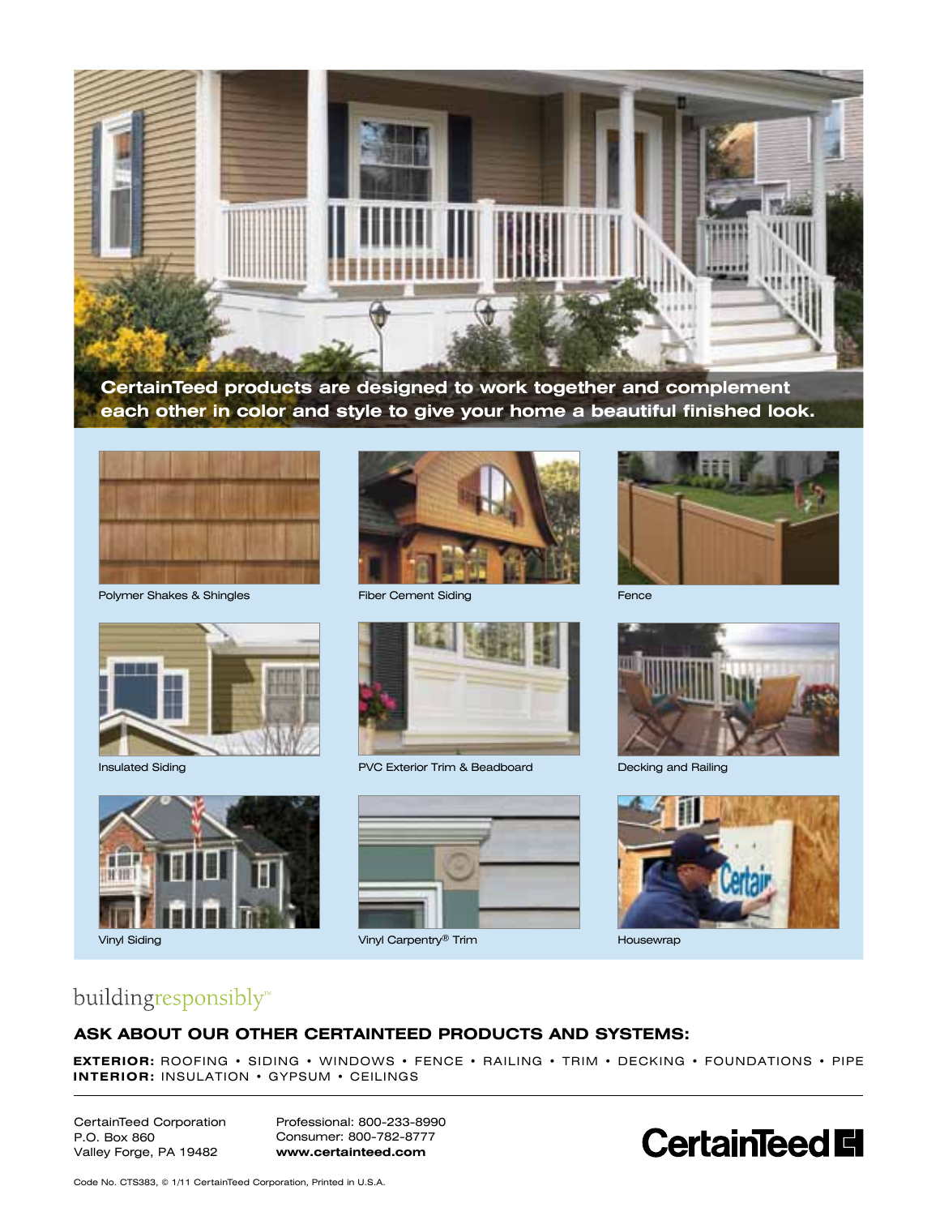**CertainTeed products are designed to work together and complement each other in color and style to give your home a beautiful finished look.**

Polymer Shakes & Shingles

Fiber Cement Siding

Fence

Insulated Siding

PVC Exterior Trim & Beadboard

Decking and Railing

Vinyl Siding

Vinyl Carpentry® Trim

Housewrap

buildingresponsibly™

## ASK ABOUT OUR OTHER CERTAINTEED PRODUCTS AND SYSTEMS:

**EXTERIOR:** ROOFING • SIDING • WINDOWS • FENCE • RAILING • TRIM • DECKING • FOUNDATIONS • PIPE
**INTERIOR:** INSULATION • GYPSUM • CEILINGS

CertainTeed Corporation
P.O. Box 860
Valley Forge, PA 19482

Professional: 800-233-8990
Consumer: 800-782-8777
**www.certainteed.com**

CertainTeed

Code No. CTS383, © 1/11 CertainTeed Corporation, Printed in U.S.A.